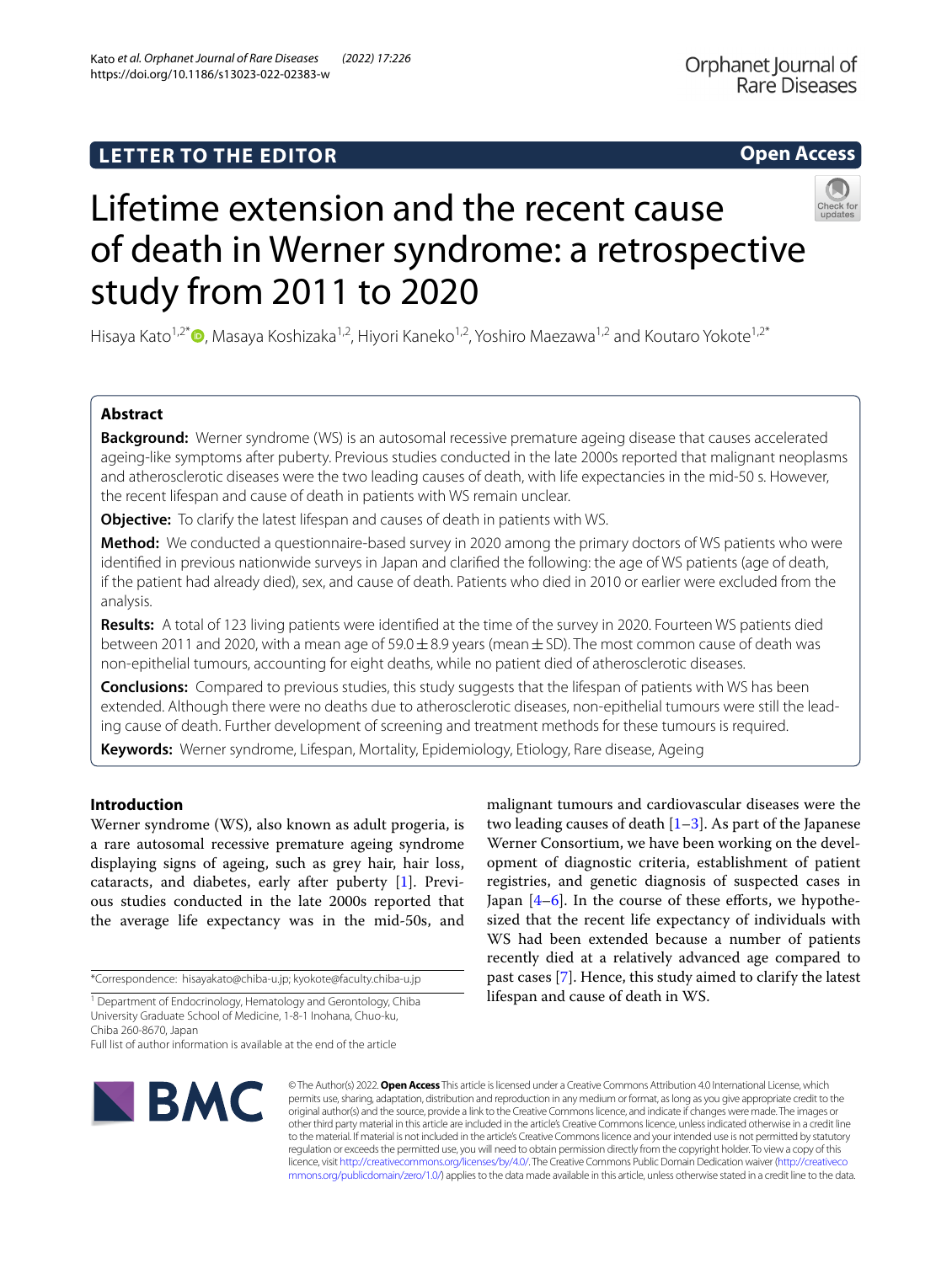LETTER TO THE EDITOR

Open Access

# Lifetime extension and the recent cause of death in Werner syndrome: a retrospective study from 2011 to 2020

Hisaya Kato[1,2*], Masaya Koshizaka[1,2], Hiyori Kaneko[1,2], Yoshiro Maezawa[1,2] and Koutaro Yokote[1,2*]

## Abstract

**Background:** Werner syndrome (WS) is an autosomal recessive premature ageing disease that causes accelerated ageing-like symptoms after puberty. Previous studies conducted in the late 2000s reported that malignant neoplasms and atherosclerotic diseases were the two leading causes of death, with life expectancies in the mid-50 s. However, the recent lifespan and cause of death in patients with WS remain unclear.

**Objective:** To clarify the latest lifespan and causes of death in patients with WS.

**Method:** We conducted a questionnaire-based survey in 2020 among the primary doctors of WS patients who were identified in previous nationwide surveys in Japan and clarified the following: the age of WS patients (age of death, if the patient had already died), sex, and cause of death. Patients who died in 2010 or earlier were excluded from the analysis.

**Results:** A total of 123 living patients were identified at the time of the survey in 2020. Fourteen WS patients died between 2011 and 2020, with a mean age of 59.0 ± 8.9 years (mean ± SD). The most common cause of death was non-epithelial tumours, accounting for eight deaths, while no patient died of atherosclerotic diseases.

**Conclusions:** Compared to previous studies, this study suggests that the lifespan of patients with WS has been extended. Although there were no deaths due to atherosclerotic diseases, non-epithelial tumours were still the leading cause of death. Further development of screening and treatment methods for these tumours is required.

**Keywords:** Werner syndrome, Lifespan, Mortality, Epidemiology, Etiology, Rare disease, Ageing

## Introduction

Werner syndrome (WS), also known as adult progeria, is a rare autosomal recessive premature ageing syndrome displaying signs of ageing, such as grey hair, hair loss, cataracts, and diabetes, early after puberty [1]. Previous studies conducted in the late 2000s reported that the average life expectancy was in the mid-50s, and malignant tumours and cardiovascular diseases were the two leading causes of death [1–3]. As part of the Japanese Werner Consortium, we have been working on the development of diagnostic criteria, establishment of patient registries, and genetic diagnosis of suspected cases in Japan [4–6]. In the course of these efforts, we hypothesized that the recent life expectancy of individuals with WS had been extended because a number of patients recently died at a relatively advanced age compared to past cases [7]. Hence, this study aimed to clarify the latest lifespan and cause of death in WS.

*Correspondence: hisayakato@chiba-u.jp; kyokote@faculty.chiba-u.jp

[1] Department of Endocrinology, Hematology and Gerontology, Chiba University Graduate School of Medicine, 1-8-1 Inohana, Chuo-ku, Chiba 260-8670, Japan

Full list of author information is available at the end of the article

© The Author(s) 2022. **Open Access** This article is licensed under a Creative Commons Attribution 4.0 International License, which permits use, sharing, adaptation, distribution and reproduction in any medium or format, as long as you give appropriate credit to the original author(s) and the source, provide a link to the Creative Commons licence, and indicate if changes were made. The images or other third party material in this article are included in the article's Creative Commons licence, unless indicated otherwise in a credit line to the material. If material is not included in the article's Creative Commons licence and your intended use is not permitted by statutory regulation or exceeds the permitted use, you will need to obtain permission directly from the copyright holder. To view a copy of this licence, visit http://creativecommons.org/licenses/by/4.0/. The Creative Commons Public Domain Dedication waiver (http://creativecommons.org/publicdomain/zero/1.0/) applies to the data made available in this article, unless otherwise stated in a credit line to the data.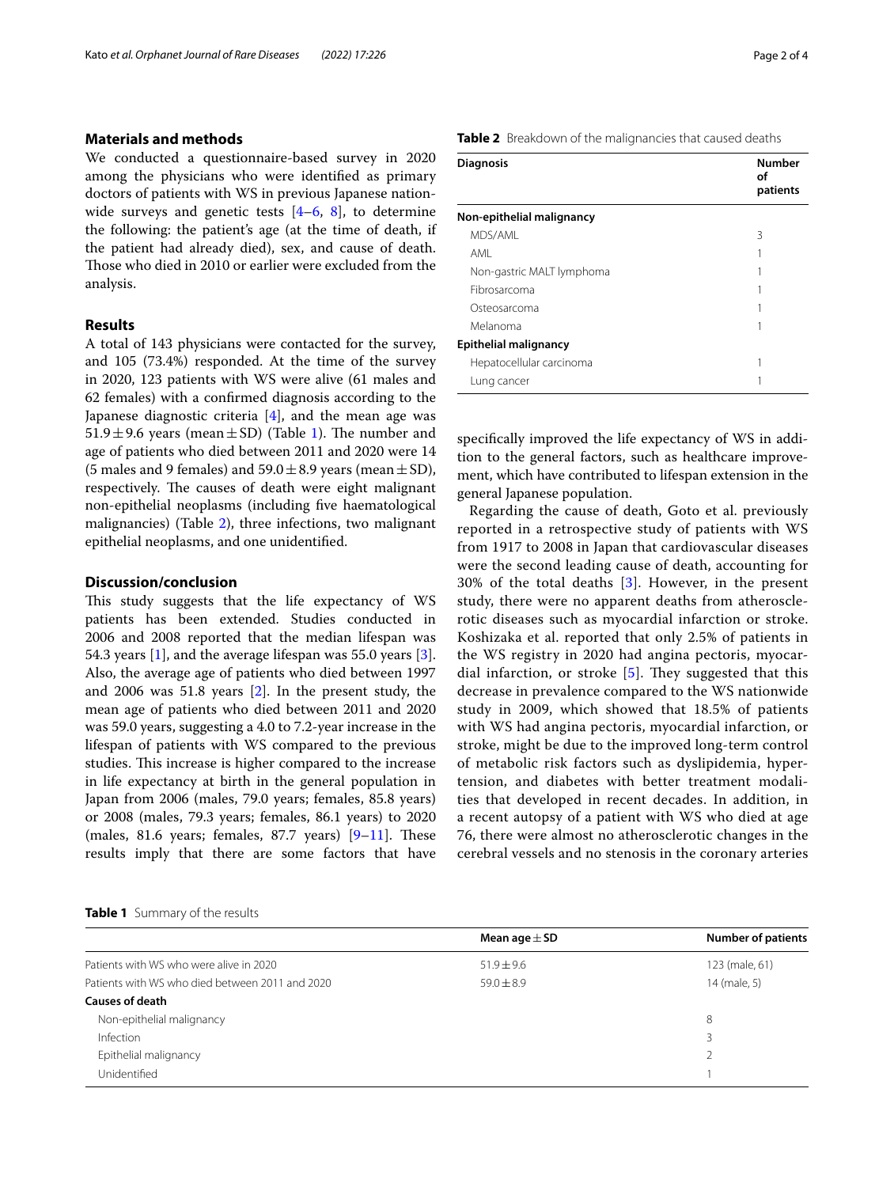## Materials and methods

We conducted a questionnaire-based survey in 2020 among the physicians who were identified as primary doctors of patients with WS in previous Japanese nationwide surveys and genetic tests [4–6, 8], to determine the following: the patient's age (at the time of death, if the patient had already died), sex, and cause of death. Those who died in 2010 or earlier were excluded from the analysis.

## Results

A total of 143 physicians were contacted for the survey, and 105 (73.4%) responded. At the time of the survey in 2020, 123 patients with WS were alive (61 males and 62 females) with a confirmed diagnosis according to the Japanese diagnostic criteria [4], and the mean age was $51.9 \pm 9.6$ years (mean ± SD) (Table 1). The number and age of patients who died between 2011 and 2020 were 14 (5 males and 9 females) and $59.0 \pm 8.9$ years (mean ± SD), respectively. The causes of death were eight malignant non-epithelial neoplasms (including five haematological malignancies) (Table 2), three infections, two malignant epithelial neoplasms, and one unidentified.

## Discussion/conclusion

This study suggests that the life expectancy of WS patients has been extended. Studies conducted in 2006 and 2008 reported that the median lifespan was 54.3 years [1], and the average lifespan was 55.0 years [3]. Also, the average age of patients who died between 1997 and 2006 was 51.8 years [2]. In the present study, the mean age of patients who died between 2011 and 2020 was 59.0 years, suggesting a 4.0 to 7.2-year increase in the lifespan of patients with WS compared to the previous studies. This increase is higher compared to the increase in life expectancy at birth in the general population in Japan from 2006 (males, 79.0 years; females, 85.8 years) or 2008 (males, 79.3 years; females, 86.1 years) to 2020 (males, 81.6 years; females, 87.7 years) [9–11]. These results imply that there are some factors that have specifically improved the life expectancy of WS in addition to the general factors, such as healthcare improvement, which have contributed to lifespan extension in the general Japanese population.

Regarding the cause of death, Goto et al. previously reported in a retrospective study of patients with WS from 1917 to 2008 in Japan that cardiovascular diseases were the second leading cause of death, accounting for 30% of the total deaths [3]. However, in the present study, there were no apparent deaths from atherosclerotic diseases such as myocardial infarction or stroke. Koshizaka et al. reported that only 2.5% of patients in the WS registry in 2020 had angina pectoris, myocardial infarction, or stroke [5]. They suggested that this decrease in prevalence compared to the WS nationwide study in 2009, which showed that 18.5% of patients with WS had angina pectoris, myocardial infarction, or stroke, might be due to the improved long-term control of metabolic risk factors such as dyslipidemia, hypertension, and diabetes with better treatment modalities that developed in recent decades. In addition, in a recent autopsy of a patient with WS who died at age 76, there were almost no atherosclerotic changes in the cerebral vessels and no stenosis in the coronary arteries

**Table 2** Breakdown of the malignancies that caused deaths

| Diagnosis | Number of patients |
|---|---|
| **Non-epithelial malignancy** | |
| MDS/AML | 3 |
| AML | 1 |
| Non-gastric MALT lymphoma | 1 |
| Fibrosarcoma | 1 |
| Osteosarcoma | 1 |
| Melanoma | 1 |
| **Epithelial malignancy** | |
| Hepatocellular carcinoma | 1 |
| Lung cancer | 1 |

**Table 1** Summary of the results

| | Mean age ± SD | Number of patients |
|---|---|---|
| Patients with WS who were alive in 2020 | $51.9 \pm 9.6$ | 123 (male, 61) |
| Patients with WS who died between 2011 and 2020 | $59.0 \pm 8.9$ | 14 (male, 5) |
| **Causes of death** | | |
| Non-epithelial malignancy | | 8 |
| Infection | | 3 |
| Epithelial malignancy | | 2 |
| Unidentified | | 1 |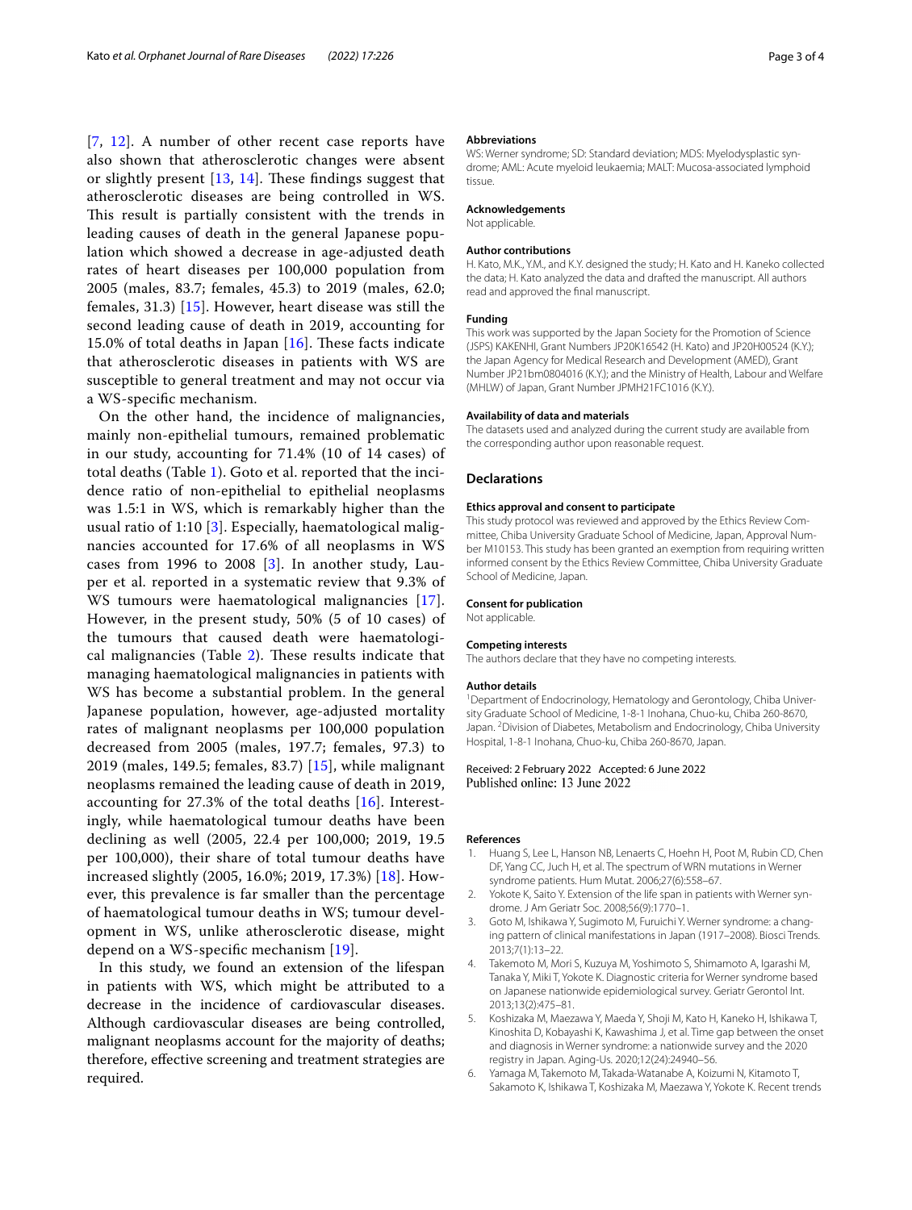[7, 12]. A number of other recent case reports have also shown that atherosclerotic changes were absent or slightly present [13, 14]. These findings suggest that atherosclerotic diseases are being controlled in WS. This result is partially consistent with the trends in leading causes of death in the general Japanese population which showed a decrease in age-adjusted death rates of heart diseases per 100,000 population from 2005 (males, 83.7; females, 45.3) to 2019 (males, 62.0; females, 31.3) [15]. However, heart disease was still the second leading cause of death in 2019, accounting for 15.0% of total deaths in Japan [16]. These facts indicate that atherosclerotic diseases in patients with WS are susceptible to general treatment and may not occur via a WS-specific mechanism.

On the other hand, the incidence of malignancies, mainly non-epithelial tumours, remained problematic in our study, accounting for 71.4% (10 of 14 cases) of total deaths (Table 1). Goto et al. reported that the incidence ratio of non-epithelial to epithelial neoplasms was 1.5:1 in WS, which is remarkably higher than the usual ratio of 1:10 [3]. Especially, haematological malignancies accounted for 17.6% of all neoplasms in WS cases from 1996 to 2008 [3]. In another study, Lauper et al. reported in a systematic review that 9.3% of WS tumours were haematological malignancies [17]. However, in the present study, 50% (5 of 10 cases) of the tumours that caused death were haematological malignancies (Table 2). These results indicate that managing haematological malignancies in patients with WS has become a substantial problem. In the general Japanese population, however, age-adjusted mortality rates of malignant neoplasms per 100,000 population decreased from 2005 (males, 197.7; females, 97.3) to 2019 (males, 149.5; females, 83.7) [15], while malignant neoplasms remained the leading cause of death in 2019, accounting for 27.3% of the total deaths [16]. Interestingly, while haematological tumour deaths have been declining as well (2005, 22.4 per 100,000; 2019, 19.5 per 100,000), their share of total tumour deaths have increased slightly (2005, 16.0%; 2019, 17.3%) [18]. However, this prevalence is far smaller than the percentage of haematological tumour deaths in WS; tumour development in WS, unlike atherosclerotic disease, might depend on a WS-specific mechanism [19].

In this study, we found an extension of the lifespan in patients with WS, which might be attributed to a decrease in the incidence of cardiovascular diseases. Although cardiovascular diseases are being controlled, malignant neoplasms account for the majority of deaths; therefore, effective screening and treatment strategies are required.

#### Abbreviations
WS: Werner syndrome; SD: Standard deviation; MDS: Myelodysplastic syndrome; AML: Acute myeloid leukaemia; MALT: Mucosa-associated lymphoid tissue.

#### Acknowledgements
Not applicable.

#### Author contributions
H. Kato, M.K., Y.M., and K.Y. designed the study; H. Kato and H. Kaneko collected the data; H. Kato analyzed the data and drafted the manuscript. All authors read and approved the final manuscript.

#### Funding
This work was supported by the Japan Society for the Promotion of Science (JSPS) KAKENHI, Grant Numbers JP20K16542 (H. Kato) and JP20H00524 (K.Y.); the Japan Agency for Medical Research and Development (AMED), Grant Number JP21bm0804016 (K.Y.); and the Ministry of Health, Labour and Welfare (MHLW) of Japan, Grant Number JPMH21FC1016 (K.Y.).

#### Availability of data and materials
The datasets used and analyzed during the current study are available from the corresponding author upon reasonable request.

## Declarations

#### Ethics approval and consent to participate
This study protocol was reviewed and approved by the Ethics Review Committee, Chiba University Graduate School of Medicine, Japan, Approval Number M10153. This study has been granted an exemption from requiring written informed consent by the Ethics Review Committee, Chiba University Graduate School of Medicine, Japan.

#### Consent for publication
Not applicable.

#### Competing interests
The authors declare that they have no competing interests.

#### Author details
[1]Department of Endocrinology, Hematology and Gerontology, Chiba University Graduate School of Medicine, 1-8-1 Inohana, Chuo-ku, Chiba 260-8670, Japan. [2]Division of Diabetes, Metabolism and Endocrinology, Chiba University Hospital, 1-8-1 Inohana, Chuo-ku, Chiba 260-8670, Japan.

Received: 2 February 2022 Accepted: 6 June 2022
Published online: 13 June 2022

#### References
1. Huang S, Lee L, Hanson NB, Lenaerts C, Hoehn H, Poot M, Rubin CD, Chen DF, Yang CC, Juch H, et al. The spectrum of WRN mutations in Werner syndrome patients. Hum Mutat. 2006;27(6):558–67.
2. Yokote K, Saito Y. Extension of the life span in patients with Werner syndrome. J Am Geriatr Soc. 2008;56(9):1770–1.
3. Goto M, Ishikawa Y, Sugimoto M, Furuichi Y. Werner syndrome: a changing pattern of clinical manifestations in Japan (1917–2008). Biosci Trends. 2013;7(1):13–22.
4. Takemoto M, Mori S, Kuzuya M, Yoshimoto S, Shimamoto A, Igarashi M, Tanaka Y, Miki T, Yokote K. Diagnostic criteria for Werner syndrome based on Japanese nationwide epidemiological survey. Geriatr Gerontol Int. 2013;13(2):475–81.
5. Koshizaka M, Maezawa Y, Maeda Y, Shoji M, Kato H, Kaneko H, Ishikawa T, Kinoshita D, Kobayashi K, Kawashima J, et al. Time gap between the onset and diagnosis in Werner syndrome: a nationwide survey and the 2020 registry in Japan. Aging-Us. 2020;12(24):24940–56.
6. Yamaga M, Takemoto M, Takada-Watanabe A, Koizumi N, Kitamoto T, Sakamoto K, Ishikawa T, Koshizaka M, Maezawa Y, Yokote K. Recent trends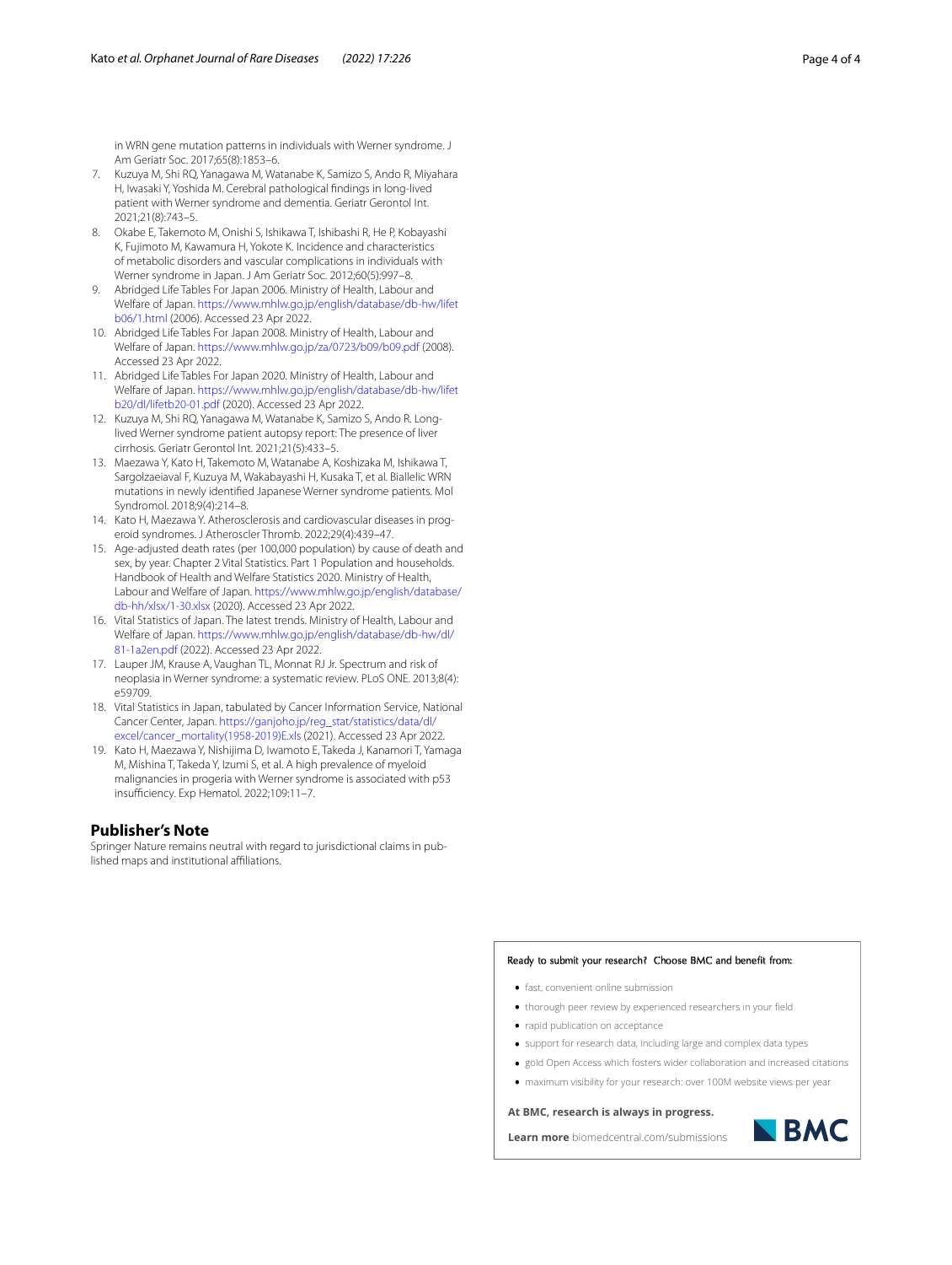in WRN gene mutation patterns in individuals with Werner syndrome. J Am Geriatr Soc. 2017;65(8):1853–6.

7. Kuzuya M, Shi RQ, Yanagawa M, Watanabe K, Samizo S, Ando R, Miyahara H, Iwasaki Y, Yoshida M. Cerebral pathological findings in long-lived patient with Werner syndrome and dementia. Geriatr Gerontol Int. 2021;21(8):743–5.
8. Okabe E, Takemoto M, Onishi S, Ishikawa T, Ishibashi R, He P, Kobayashi K, Fujimoto M, Kawamura H, Yokote K. Incidence and characteristics of metabolic disorders and vascular complications in individuals with Werner syndrome in Japan. J Am Geriatr Soc. 2012;60(5):997–8.
9. Abridged Life Tables For Japan 2006. Ministry of Health, Labour and Welfare of Japan. https://www.mhlw.go.jp/english/database/db-hw/lifetb06/1.html (2006). Accessed 23 Apr 2022.
10. Abridged Life Tables For Japan 2008. Ministry of Health, Labour and Welfare of Japan. https://www.mhlw.go.jp/za/0723/b09/b09.pdf (2008). Accessed 23 Apr 2022.
11. Abridged Life Tables For Japan 2020. Ministry of Health, Labour and Welfare of Japan. https://www.mhlw.go.jp/english/database/db-hw/lifetb20/dl/lifetb20-01.pdf (2020). Accessed 23 Apr 2022.
12. Kuzuya M, Shi RQ, Yanagawa M, Watanabe K, Samizo S, Ando R. Long-lived Werner syndrome patient autopsy report: The presence of liver cirrhosis. Geriatr Gerontol Int. 2021;21(5):433–5.
13. Maezawa Y, Kato H, Takemoto M, Watanabe A, Koshizaka M, Ishikawa T, Sargolzaeiaval F, Kuzuya M, Wakabayashi H, Kusaka T, et al. Biallelic WRN mutations in newly identified Japanese Werner syndrome patients. Mol Syndromol. 2018;9(4):214–8.
14. Kato H, Maezawa Y. Atherosclerosis and cardiovascular diseases in progeroid syndromes. J Atheroscler Thromb. 2022;29(4):439–47.
15. Age-adjusted death rates (per 100,000 population) by cause of death and sex, by year. Chapter 2 Vital Statistics. Part 1 Population and households. Handbook of Health and Welfare Statistics 2020. Ministry of Health, Labour and Welfare of Japan. https://www.mhlw.go.jp/english/database/db-hh/xlsx/1-30.xlsx (2020). Accessed 23 Apr 2022.
16. Vital Statistics of Japan. The latest trends. Ministry of Health, Labour and Welfare of Japan. https://www.mhlw.go.jp/english/database/db-hw/dl/81-1a2en.pdf (2022). Accessed 23 Apr 2022.
17. Lauper JM, Krause A, Vaughan TL, Monnat RJ Jr. Spectrum and risk of neoplasia in Werner syndrome: a systematic review. PLoS ONE. 2013;8(4):e59709.
18. Vital Statistics in Japan, tabulated by Cancer Information Service, National Cancer Center, Japan. https://ganjoho.jp/reg_stat/statistics/data/dl/excel/cancer_mortality(1958-2019)E.xls (2021). Accessed 23 Apr 2022.
19. Kato H, Maezawa Y, Nishijima D, Iwamoto E, Takeda J, Kanamori T, Yamaga M, Mishina T, Takeda Y, Izumi S, et al. A high prevalence of myeloid malignancies in progeria with Werner syndrome is associated with p53 insufficiency. Exp Hematol. 2022;109:11–7.

## Publisher's Note

Springer Nature remains neutral with regard to jurisdictional claims in published maps and institutional affiliations.

Ready to submit your research? Choose BMC and benefit from:

- fast, convenient online submission
- thorough peer review by experienced researchers in your field
- rapid publication on acceptance
- support for research data, including large and complex data types
- gold Open Access which fosters wider collaboration and increased citations
- maximum visibility for your research: over 100M website views per year

**At BMC, research is always in progress.**

**Learn more** biomedcentral.com/submissions

BMC